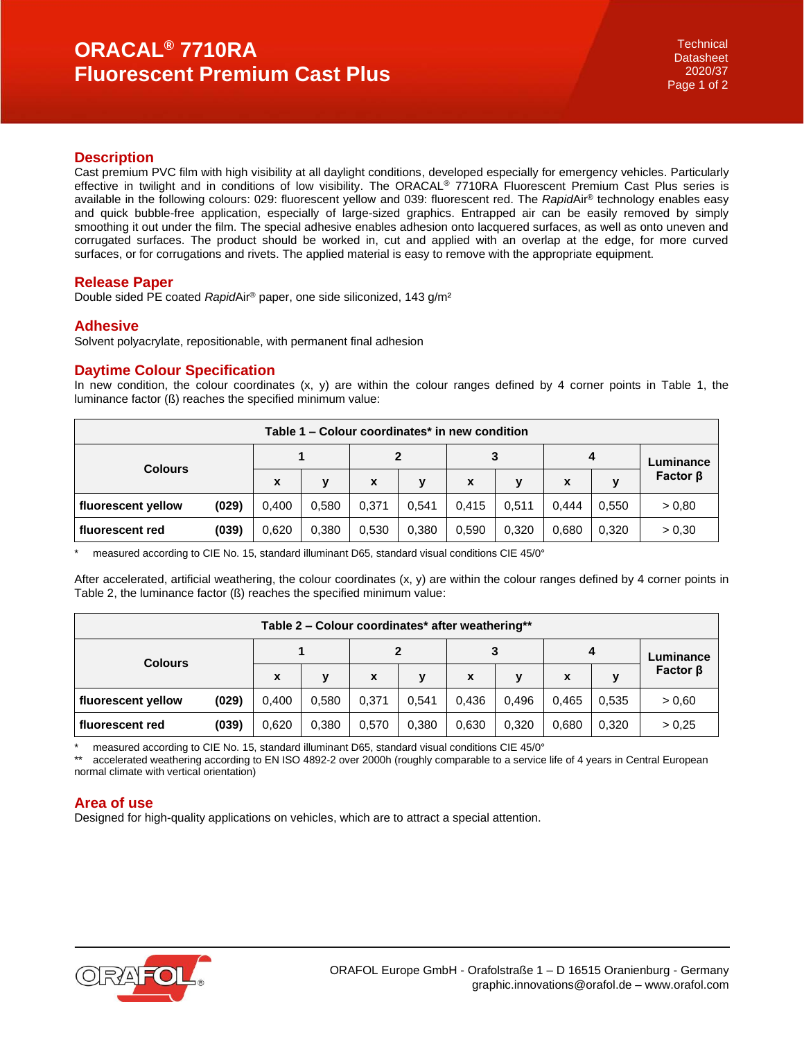# ORACAL® 7710RA Fluorescent Premium Cast Plus

Technical Datasheet 2020/37

## Description

Cast premium PVC film with high visibility at all daylight conditions, developed especially for emergency vehicles. Particularly effective in twilight and in conditions of low visibility. The ORACAL® 7710RA Fluorescent Premium Cast Plus series is available in the following colours: 029: fluorescent yellow and 039: fluorescent red. The *Rapid*Air® technology enables easy and quick bubble-free application, especially of large-sized graphics. Entrapped air can be easily removed by simply smoothing it out under the film. The special adhesive enables adhesion onto lacquered surfaces, as well as onto uneven and corrugated surfaces. The product should be worked in, cut and applied with an overlap at the edge, for more curved surfaces, or for corrugations and rivets. The applied material is easy to remove with the appropriate equipment.

## Release Paper

Double sided PE coated *Rapid*Air® paper, one side siliconized, 143 g/m²

## Adhesive

Solvent polyacrylate, repositionable, with permanent final adhesion

## Daytime Colour Specification

In new condition, the colour coordinates (x, y) are within the colour ranges defined by 4 corner points in Table 1, the luminance factor (ß) reaches the specified minimum value:

**Table 1 – Colour coordinates* in new condition**

| Colours | | 1 | | 2 | | 3 | | 4 | | Luminance Factor β |
|---|---|---|---|---|---|---|---|---|---|---|
| | | x | y | x | y | x | y | x | y | |
| **fluorescent yellow** | **(029)** | 0,400 | 0,580 | 0,371 | 0,541 | 0,415 | 0,511 | 0,444 | 0,550 | > 0,80 |
| **fluorescent red** | **(039)** | 0,620 | 0,380 | 0,530 | 0,380 | 0,590 | 0,320 | 0,680 | 0,320 | > 0,30 |

\* measured according to CIE No. 15, standard illuminant D65, standard visual conditions CIE 45/0°

After accelerated, artificial weathering, the colour coordinates (x, y) are within the colour ranges defined by 4 corner points in Table 2, the luminance factor (ß) reaches the specified minimum value:

**Table 2 – Colour coordinates* after weathering****

| Colours | | 1 | | 2 | | 3 | | 4 | | Luminance Factor β |
|---|---|---|---|---|---|---|---|---|---|---|
| | | x | y | x | y | x | y | x | y | |
| **fluorescent yellow** | **(029)** | 0,400 | 0,580 | 0,371 | 0,541 | 0,436 | 0,496 | 0,465 | 0,535 | > 0,60 |
| **fluorescent red** | **(039)** | 0,620 | 0,380 | 0,570 | 0,380 | 0,630 | 0,320 | 0,680 | 0,320 | > 0,25 |

\* measured according to CIE No. 15, standard illuminant D65, standard visual conditions CIE 45/0°

\** accelerated weathering according to EN ISO 4892-2 over 2000h (roughly comparable to a service life of 4 years in Central European normal climate with vertical orientation)

## Area of use

Designed for high-quality applications on vehicles, which are to attract a special attention.

ORAFOL Europe GmbH - Orafolstraße 1 – D 16515 Oranienburg - Germany
graphic.innovations@orafol.de – www.orafol.com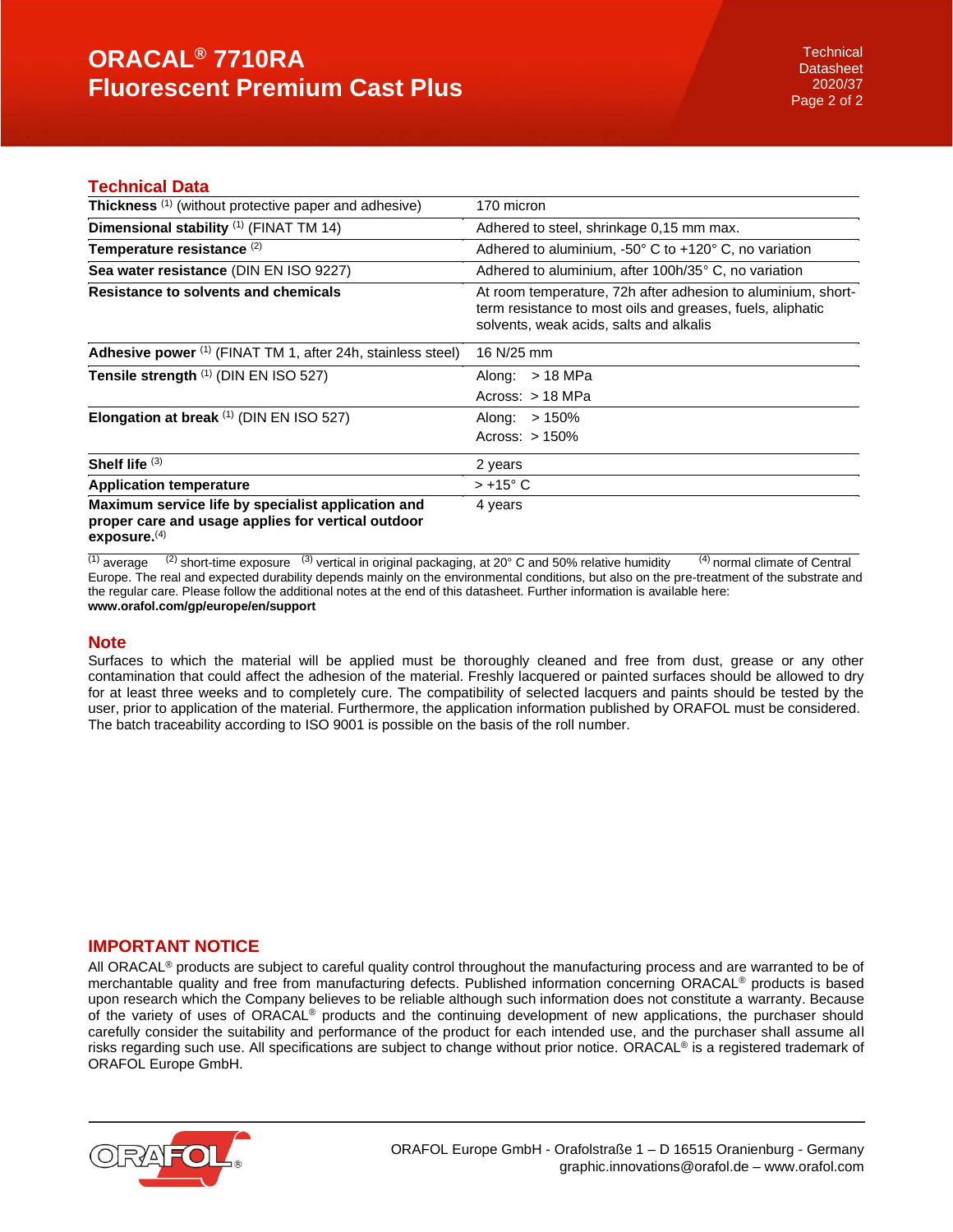# ORACAL® 7710RA Fluorescent Premium Cast Plus

## Technical Data

| | |
|---|---|
| **Thickness** [1] (without protective paper and adhesive) | 170 micron |
| **Dimensional stability** [1] (FINAT TM 14) | Adhered to steel, shrinkage 0,15 mm max. |
| **Temperature resistance** [2] | Adhered to aluminium, -50° C to +120° C, no variation |
| **Sea water resistance** (DIN EN ISO 9227) | Adhered to aluminium, after 100h/35° C, no variation |
| **Resistance to solvents and chemicals** | At room temperature, 72h after adhesion to aluminium, short-term resistance to most oils and greases, fuels, aliphatic solvents, weak acids, salts and alkalis |
| **Adhesive power** [1] (FINAT TM 1, after 24h, stainless steel) | 16 N/25 mm |
| **Tensile strength** [1] (DIN EN ISO 527) | Along: > 18 MPa<br>Across: > 18 MPa |
| **Elongation at break** [1] (DIN EN ISO 527) | Along: > 150%<br>Across: > 150% |
| **Shelf life** [3] | 2 years |
| **Application temperature** | > +15° C |
| **Maximum service life by specialist application and proper care and usage applies for vertical outdoor exposure.** [4] | 4 years |

[1] average [2] short-time exposure [3] vertical in original packaging, at 20° C and 50% relative humidity [4] normal climate of Central Europe. The real and expected durability depends mainly on the environmental conditions, but also on the pre-treatment of the substrate and the regular care. Please follow the additional notes at the end of this datasheet. Further information is available here: **www.orafol.com/gp/europe/en/support**

## Note

Surfaces to which the material will be applied must be thoroughly cleaned and free from dust, grease or any other contamination that could affect the adhesion of the material. Freshly lacquered or painted surfaces should be allowed to dry for at least three weeks and to completely cure. The compatibility of selected lacquers and paints should be tested by the user, prior to application of the material. Furthermore, the application information published by ORAFOL must be considered. The batch traceability according to ISO 9001 is possible on the basis of the roll number.

## IMPORTANT NOTICE

All ORACAL® products are subject to careful quality control throughout the manufacturing process and are warranted to be of merchantable quality and free from manufacturing defects. Published information concerning ORACAL® products is based upon research which the Company believes to be reliable although such information does not constitute a warranty. Because of the variety of uses of ORACAL® products and the continuing development of new applications, the purchaser should carefully consider the suitability and performance of the product for each intended use, and the purchaser shall assume all risks regarding such use. All specifications are subject to change without prior notice. ORACAL® is a registered trademark of ORAFOL Europe GmbH.

ORAFOL Europe GmbH - Orafolstraße 1 – D 16515 Oranienburg - Germany
graphic.innovations@orafol.de – www.orafol.com